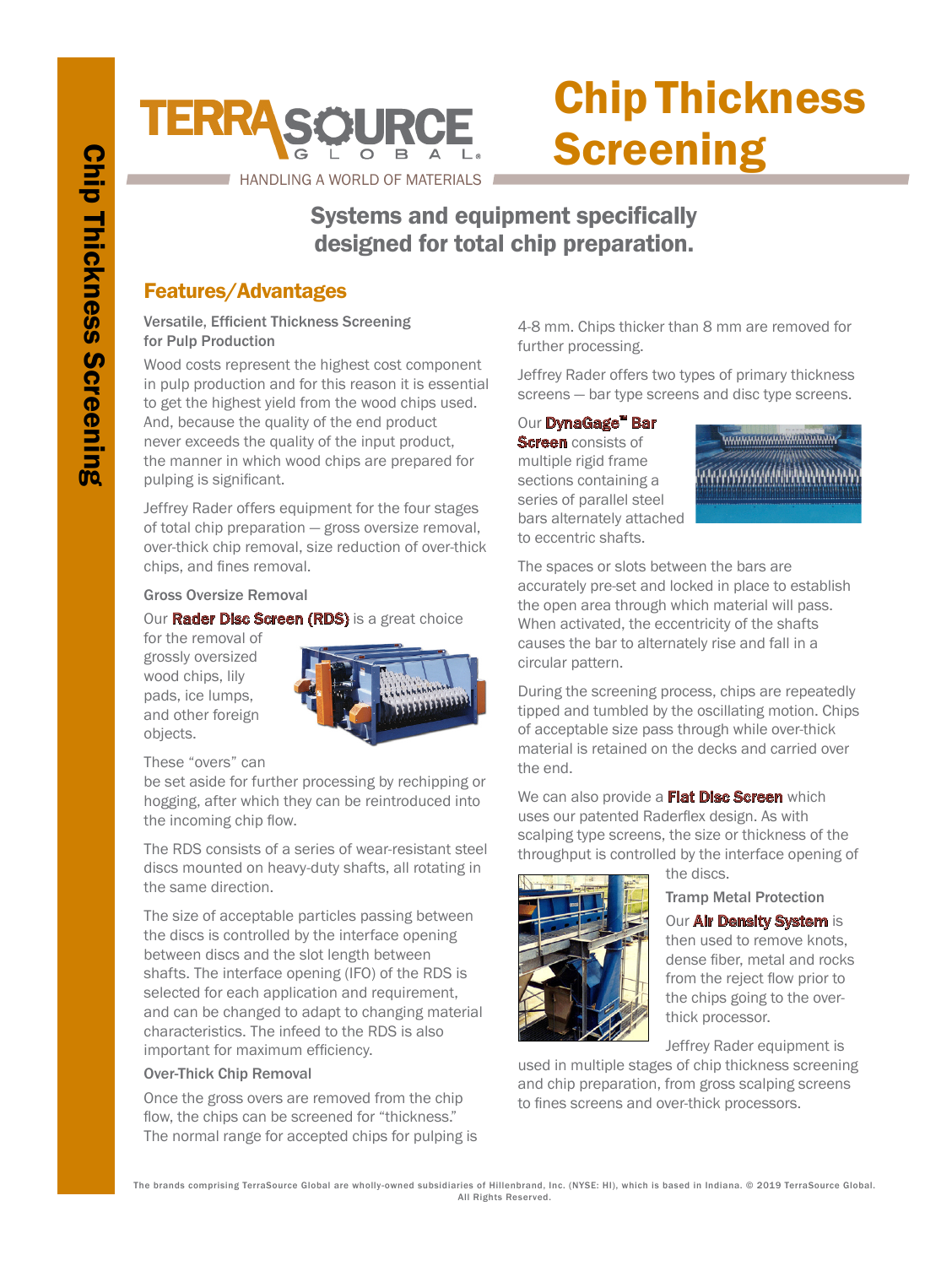# Chip Thickness Screening

TERRASOURCE GLOBAL

HANDLING A WORLD OF MATERIALS

## Systems and equipment specifically designed for total chip preparation.

## Features/Advantages

### Versatile, Efficient Thickness Screening for Pulp Production

Wood costs represent the highest cost component in pulp production and for this reason it is essential to get the highest yield from the wood chips used. And, because the quality of the end product never exceeds the quality of the input product, the manner in which wood chips are prepared for pulping is significant.

Jeffrey Rader offers equipment for the four stages of total chip preparation — gross oversize removal, over-thick chip removal, size reduction of over-thick chips, and fines removal.

### Gross Oversize Removal

Our **Rader Disc Screen (RDS)** is a great choice for the removal of grossly oversized wood chips, lily pads, ice lumps, and other foreign objects.

These "overs" can be set aside for further processing by rechipping or hogging, after which they can be reintroduced into the incoming chip flow.

The RDS consists of a series of wear-resistant steel discs mounted on heavy-duty shafts, all rotating in the same direction.

The size of acceptable particles passing between the discs is controlled by the interface opening between discs and the slot length between shafts. The interface opening (IFO) of the RDS is selected for each application and requirement, and can be changed to adapt to changing material characteristics. The infeed to the RDS is also important for maximum efficiency.

### Over-Thick Chip Removal

Once the gross overs are removed from the chip flow, the chips can be screened for "thickness." The normal range for accepted chips for pulping is 4-8 mm. Chips thicker than 8 mm are removed for further processing.

Jeffrey Rader offers two types of primary thickness screens — bar type screens and disc type screens.

Our **DynaGage™ Bar Screen** consists of multiple rigid frame sections containing a series of parallel steel bars alternately attached to eccentric shafts.

The spaces or slots between the bars are accurately pre-set and locked in place to establish the open area through which material will pass. When activated, the eccentricity of the shafts causes the bar to alternately rise and fall in a circular pattern.

During the screening process, chips are repeatedly tipped and tumbled by the oscillating motion. Chips of acceptable size pass through while over-thick material is retained on the decks and carried over the end.

We can also provide a **Flat Disc Screen** which uses our patented Raderflex design. As with scalping type screens, the size or thickness of the throughput is controlled by the interface opening of the discs.

### Tramp Metal Protection

Our **Air Density System** is then used to remove knots, dense fiber, metal and rocks from the reject flow prior to the chips going to the over-thick processor.

Jeffrey Rader equipment is used in multiple stages of chip thickness screening and chip preparation, from gross scalping screens to fines screens and over-thick processors.

The brands comprising TerraSource Global are wholly-owned subsidiaries of Hillenbrand, Inc. (NYSE: HI), which is based in Indiana. © 2019 TerraSource Global. All Rights Reserved.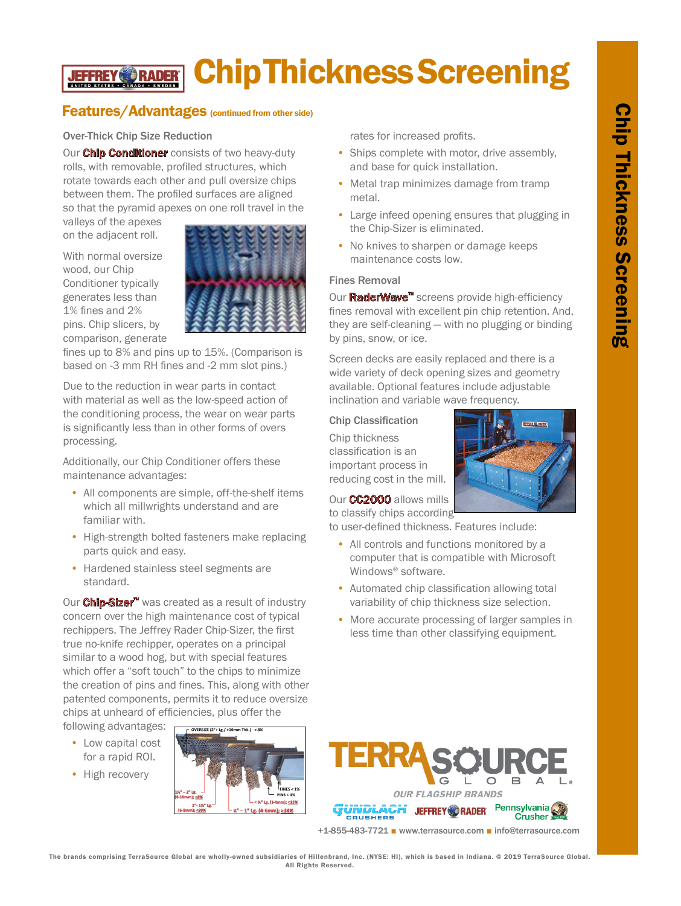# Chip Thickness Screening

## Features/Advantages (continued from other side)

### Over-Thick Chip Size Reduction

Our **Chip Conditioner** consists of two heavy-duty rolls, with removable, profiled structures, which rotate towards each other and pull oversize chips between them. The profiled surfaces are aligned so that the pyramid apexes on one roll travel in the valleys of the apexes on the adjacent roll.

With normal oversize wood, our Chip Conditioner typically generates less than 1% fines and 2% pins. Chip slicers, by comparison, generate fines up to 8% and pins up to 15%. (Comparison is based on -3 mm RH fines and -2 mm slot pins.)

Due to the reduction in wear parts in contact with material as well as the low-speed action of the conditioning process, the wear on wear parts is significantly less than in other forms of overs processing.

Additionally, our Chip Conditioner offers these maintenance advantages:

- All components are simple, off-the-shelf items which all millwrights understand and are familiar with.
- High-strength bolted fasteners make replacing parts quick and easy.
- Hardened stainless steel segments are standard.

Our **Chip-Sizer™** was created as a result of industry concern over the high maintenance cost of typical rechippers. The Jeffrey Rader Chip-Sizer, the first true no-knife rechipper, operates on a principal similar to a wood hog, but with special features which offer a "soft touch" to the chips to minimize the creation of pins and fines. This, along with other patented components, permits it to reduce oversize chips at unheard of efficiencies, plus offer the following advantages:

- Low capital cost for a rapid ROI.
- High recovery rates for increased profits.
- Ships complete with motor, drive assembly, and base for quick installation.
- Metal trap minimizes damage from tramp metal.
- Large infeed opening ensures that plugging in the Chip-Sizer is eliminated.
- No knives to sharpen or damage keeps maintenance costs low.

OVERSIZE (2"+ Lg./>10mm Thk.) - < 8%
1¼" – 2" Lg. (8-10mm): ≤8%
1"- 1¼" Lg. (6-8mm): ≤20%
¾" – 1" Lg. (4-6mm): ≥34%
< ¾" Lg. (2-4mm): ≤23%
FINES < 1%
PINS < 4%

### Fines Removal

Our **RaderWave™** screens provide high-efficiency fines removal with excellent pin chip retention. And, they are self-cleaning — with no plugging or binding by pins, snow, or ice.

Screen decks are easily replaced and there is a wide variety of deck opening sizes and geometry available. Optional features include adjustable inclination and variable wave frequency.

### Chip Classification

Chip thickness classification is an important process in reducing cost in the mill.

Our **CC2000** allows mills to classify chips according to user-defined thickness. Features include:

- All controls and functions monitored by a computer that is compatible with Microsoft Windows® software.
- Automated chip classification allowing total variability of chip thickness size selection.
- More accurate processing of larger samples in less time than other classifying equipment.

TERRASOURCE GLOBAL

OUR FLAGSHIP BRANDS

GUNDLACH CRUSHERS | JEFFREY RADER | Pennsylvania Crusher

+1-855-483-7721 ■ www.terrasource.com ■ info@terrasource.com

The brands comprising TerraSource Global are wholly-owned subsidiaries of Hillenbrand, Inc. (NYSE: HI), which is based in Indiana. © 2019 TerraSource Global. All Rights Reserved.